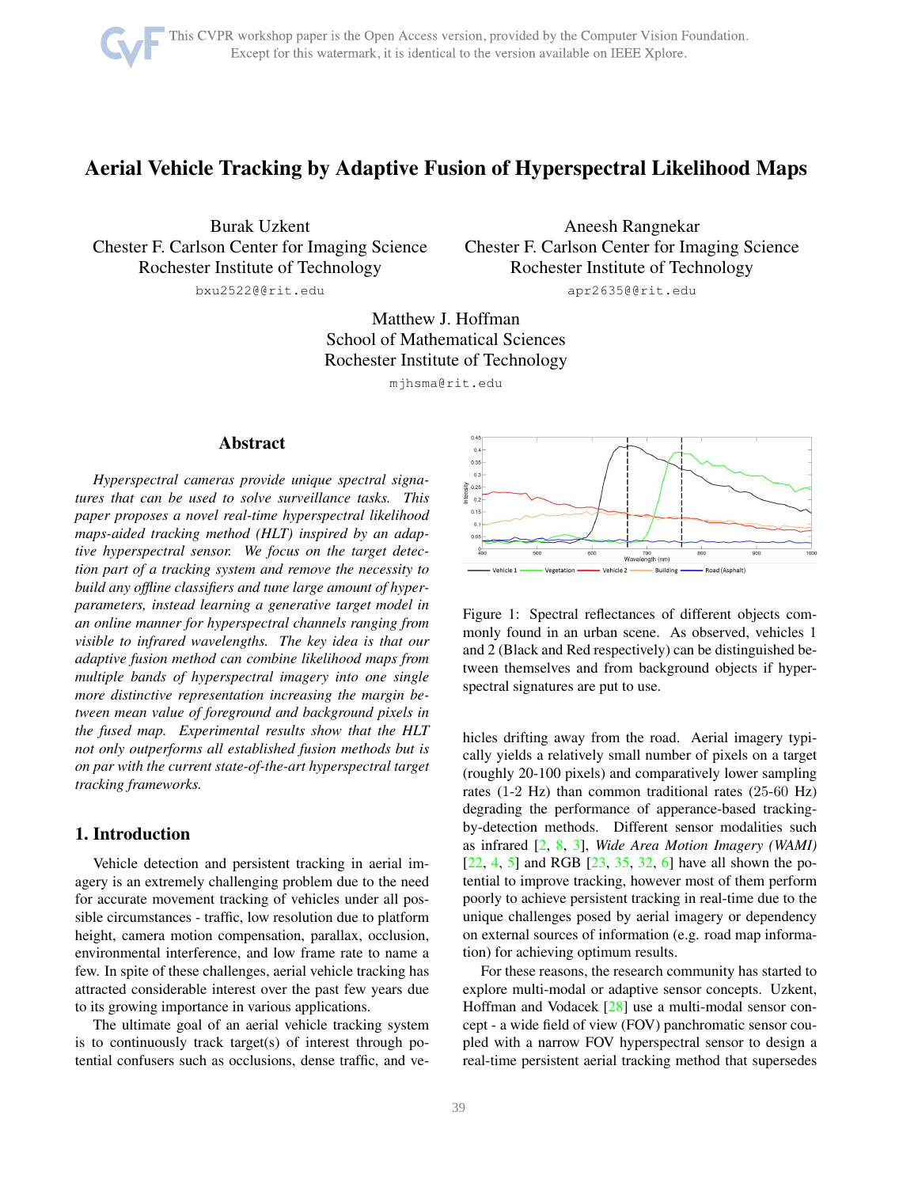# Aerial Vehicle Tracking by Adaptive Fusion of Hyperspectral Likelihood Maps

Burak Uzkent
Chester F. Carlson Center for Imaging Science
Rochester Institute of Technology
bxu2522@@rit.edu

Aneesh Rangnekar
Chester F. Carlson Center for Imaging Science
Rochester Institute of Technology
apr2635@@rit.edu

Matthew J. Hoffman
School of Mathematical Sciences
Rochester Institute of Technology
mjhsma@rit.edu

## Abstract

*Hyperspectral cameras provide unique spectral signatures that can be used to solve surveillance tasks. This paper proposes a novel real-time hyperspectral likelihood maps-aided tracking method (HLT) inspired by an adaptive hyperspectral sensor. We focus on the target detection part of a tracking system and remove the necessity to build any offline classifiers and tune large amount of hyperparameters, instead learning a generative target model in an online manner for hyperspectral channels ranging from visible to infrared wavelengths. The key idea is that our adaptive fusion method can combine likelihood maps from multiple bands of hyperspectral imagery into one single more distinctive representation increasing the margin between mean value of foreground and background pixels in the fused map. Experimental results show that the HLT not only outperforms all established fusion methods but is on par with the current state-of-the-art hyperspectral target tracking frameworks.*

## 1. Introduction

Vehicle detection and persistent tracking in aerial imagery is an extremely challenging problem due to the need for accurate movement tracking of vehicles under all possible circumstances - traffic, low resolution due to platform height, camera motion compensation, parallax, occlusion, environmental interference, and low frame rate to name a few. In spite of these challenges, aerial vehicle tracking has attracted considerable interest over the past few years due to its growing importance in various applications.

The ultimate goal of an aerial vehicle tracking system is to continuously track target(s) of interest through potential confusers such as occlusions, dense traffic, and vehicles drifting away from the road. Aerial imagery typically yields a relatively small number of pixels on a target (roughly 20-100 pixels) and comparatively lower sampling rates (1-2 Hz) than common traditional rates (25-60 Hz) degrading the performance of apperance-based tracking-by-detection methods. Different sensor modalities such as infrared [2, 8, 3], *Wide Area Motion Imagery (WAMI)* [22, 4, 5] and RGB [23, 35, 32, 6] have all shown the potential to improve tracking, however most of them perform poorly to achieve persistent tracking in real-time due to the unique challenges posed by aerial imagery or dependency on external sources of information (e.g. road map information) for achieving optimum results.

Figure 1: Spectral reflectances of different objects commonly found in an urban scene. As observed, vehicles 1 and 2 (Black and Red respectively) can be distinguished between themselves and from background objects if hyperspectral signatures are put to use.

For these reasons, the research community has started to explore multi-modal or adaptive sensor concepts. Uzkent, Hoffman and Vodacek [28] use a multi-modal sensor concept - a wide field of view (FOV) panchromatic sensor coupled with a narrow FOV hyperspectral sensor to design a real-time persistent aerial tracking method that supersedes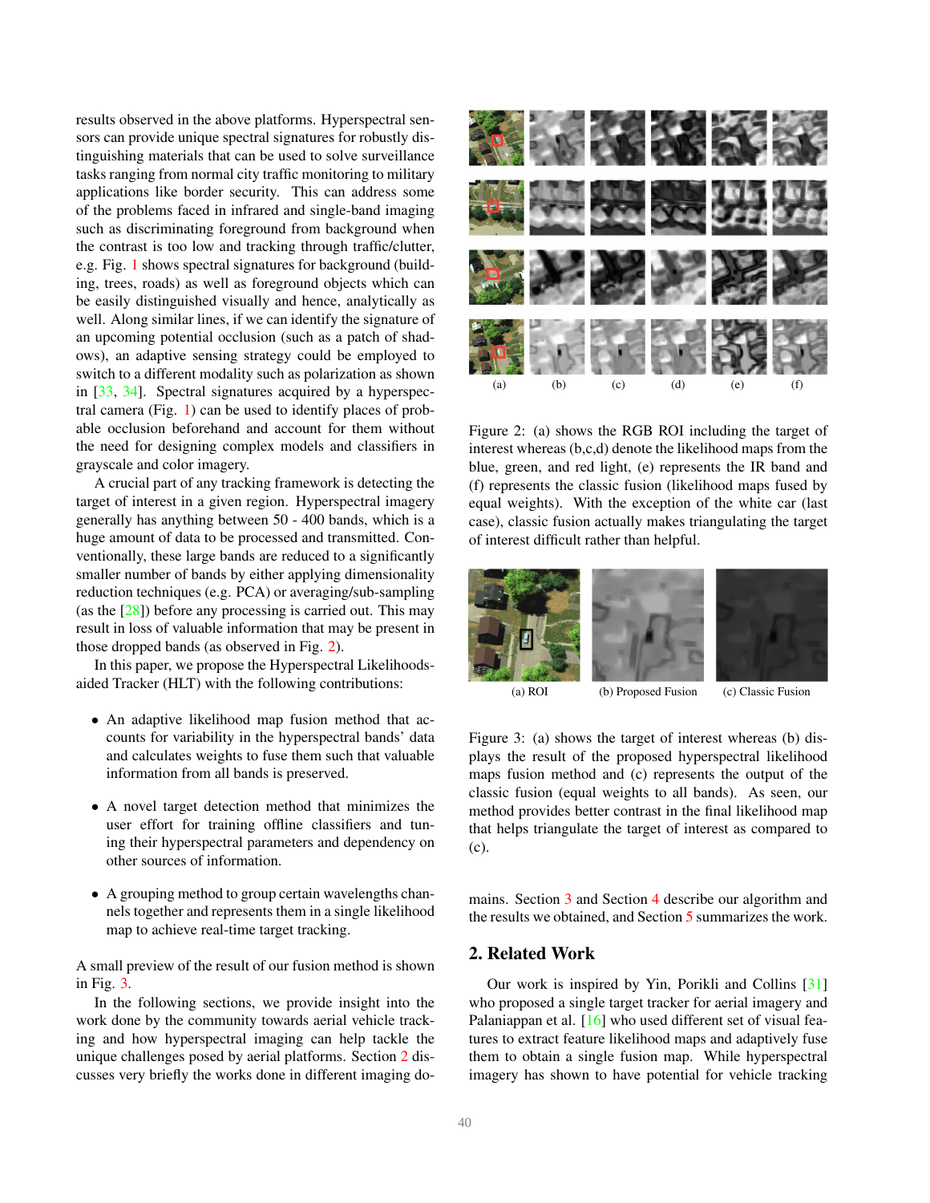results observed in the above platforms. Hyperspectral sensors can provide unique spectral signatures for robustly distinguishing materials that can be used to solve surveillance tasks ranging from normal city traffic monitoring to military applications like border security. This can address some of the problems faced in infrared and single-band imaging such as discriminating foreground from background when the contrast is too low and tracking through traffic/clutter, e.g. Fig. 1 shows spectral signatures for background (building, trees, roads) as well as foreground objects which can be easily distinguished visually and hence, analytically as well. Along similar lines, if we can identify the signature of an upcoming potential occlusion (such as a patch of shadows), an adaptive sensing strategy could be employed to switch to a different modality such as polarization as shown in [33, 34]. Spectral signatures acquired by a hyperspectral camera (Fig. 1) can be used to identify places of probable occlusion beforehand and account for them without the need for designing complex models and classifiers in grayscale and color imagery.

A crucial part of any tracking framework is detecting the target of interest in a given region. Hyperspectral imagery generally has anything between 50 - 400 bands, which is a huge amount of data to be processed and transmitted. Conventionally, these large bands are reduced to a significantly smaller number of bands by either applying dimensionality reduction techniques (e.g. PCA) or averaging/sub-sampling (as the [28]) before any processing is carried out. This may result in loss of valuable information that may be present in those dropped bands (as observed in Fig. 2).

In this paper, we propose the Hyperspectral Likelihoods-aided Tracker (HLT) with the following contributions:

- An adaptive likelihood map fusion method that accounts for variability in the hyperspectral bands' data and calculates weights to fuse them such that valuable information from all bands is preserved.
- A novel target detection method that minimizes the user effort for training offline classifiers and tuning their hyperspectral parameters and dependency on other sources of information.
- A grouping method to group certain wavelengths channels together and represents them in a single likelihood map to achieve real-time target tracking.

A small preview of the result of our fusion method is shown in Fig. 3.

In the following sections, we provide insight into the work done by the community towards aerial vehicle tracking and how hyperspectral imaging can help tackle the unique challenges posed by aerial platforms. Section 2 discusses very briefly the works done in different imaging domains. Section 3 and Section 4 describe our algorithm and the results we obtained, and Section 5 summarizes the work.

(a) (b) (c) (d) (e) (f)

Figure 2: (a) shows the RGB ROI including the target of interest whereas (b,c,d) denote the likelihood maps from the blue, green, and red light, (e) represents the IR band and (f) represents the classic fusion (likelihood maps fused by equal weights). With the exception of the white car (last case), classic fusion actually makes triangulating the target of interest difficult rather than helpful.

(a) ROI (b) Proposed Fusion (c) Classic Fusion

Figure 3: (a) shows the target of interest whereas (b) displays the result of the proposed hyperspectral likelihood maps fusion method and (c) represents the output of the classic fusion (equal weights to all bands). As seen, our method provides better contrast in the final likelihood map that helps triangulate the target of interest as compared to (c).

## 2. Related Work

Our work is inspired by Yin, Porikli and Collins [31] who proposed a single target tracker for aerial imagery and Palaniappan et al. [16] who used different set of visual features to extract feature likelihood maps and adaptively fuse them to obtain a single fusion map. While hyperspectral imagery has shown to have potential for vehicle tracking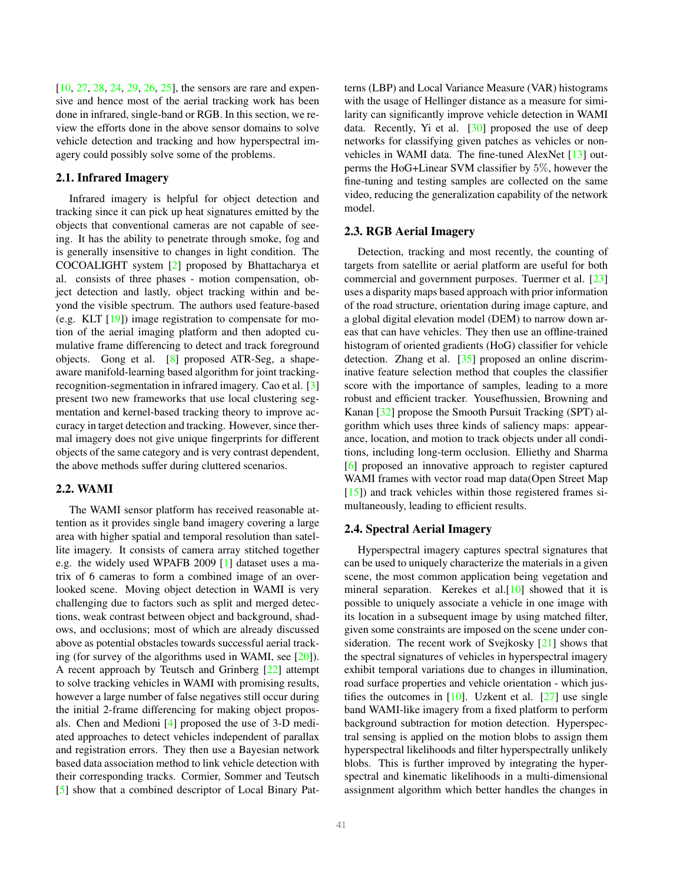[10, 27, 28, 24, 29, 26, 25], the sensors are rare and expensive and hence most of the aerial tracking work has been done in infrared, single-band or RGB. In this section, we review the efforts done in the above sensor domains to solve vehicle detection and tracking and how hyperspectral imagery could possibly solve some of the problems.

### 2.1. Infrared Imagery

Infrared imagery is helpful for object detection and tracking since it can pick up heat signatures emitted by the objects that conventional cameras are not capable of seeing. It has the ability to penetrate through smoke, fog and is generally insensitive to changes in light condition. The COCOALIGHT system [2] proposed by Bhattacharya et al. consists of three phases - motion compensation, object detection and lastly, object tracking within and beyond the visible spectrum. The authors used feature-based (e.g. KLT [19]) image registration to compensate for motion of the aerial imaging platform and then adopted cumulative frame differencing to detect and track foreground objects. Gong et al. [8] proposed ATR-Seg, a shape-aware manifold-learning based algorithm for joint tracking-recognition-segmentation in infrared imagery. Cao et al. [3] present two new frameworks that use local clustering segmentation and kernel-based tracking theory to improve accuracy in target detection and tracking. However, since thermal imagery does not give unique fingerprints for different objects of the same category and is very contrast dependent, the above methods suffer during cluttered scenarios.

### 2.2. WAMI

The WAMI sensor platform has received reasonable attention as it provides single band imagery covering a large area with higher spatial and temporal resolution than satellite imagery. It consists of camera array stitched together e.g. the widely used WPAFB 2009 [1] dataset uses a matrix of 6 cameras to form a combined image of an overlooked scene. Moving object detection in WAMI is very challenging due to factors such as split and merged detections, weak contrast between object and background, shadows, and occlusions; most of which are already discussed above as potential obstacles towards successful aerial tracking (for survey of the algorithms used in WAMI, see [20]). A recent approach by Teutsch and Grinberg [22] attempt to solve tracking vehicles in WAMI with promising results, however a large number of false negatives still occur during the initial 2-frame differencing for making object proposals. Chen and Medioni [4] proposed the use of 3-D mediated approaches to detect vehicles independent of parallax and registration errors. They then use a Bayesian network based data association method to link vehicle detection with their corresponding tracks. Cormier, Sommer and Teutsch [5] show that a combined descriptor of Local Binary Patterns (LBP) and Local Variance Measure (VAR) histograms with the usage of Hellinger distance as a measure for similarity can significantly improve vehicle detection in WAMI data. Recently, Yi et al. [30] proposed the use of deep networks for classifying given patches as vehicles or non-vehicles in WAMI data. The fine-tuned AlexNet [13] outperms the HoG+Linear SVM classifier by 5%, however the fine-tuning and testing samples are collected on the same video, reducing the generalization capability of the network model.

### 2.3. RGB Aerial Imagery

Detection, tracking and most recently, the counting of targets from satellite or aerial platform are useful for both commercial and government purposes. Tuermer et al. [23] uses a disparity maps based approach with prior information of the road structure, orientation during image capture, and a global digital elevation model (DEM) to narrow down areas that can have vehicles. They then use an offline-trained histogram of oriented gradients (HoG) classifier for vehicle detection. Zhang et al. [35] proposed an online discriminative feature selection method that couples the classifier score with the importance of samples, leading to a more robust and efficient tracker. Yousefhussien, Browning and Kanan [32] propose the Smooth Pursuit Tracking (SPT) algorithm which uses three kinds of saliency maps: appearance, location, and motion to track objects under all conditions, including long-term occlusion. Elliethy and Sharma [6] proposed an innovative approach to register captured WAMI frames with vector road map data(Open Street Map [15]) and track vehicles within those registered frames simultaneously, leading to efficient results.

### 2.4. Spectral Aerial Imagery

Hyperspectral imagery captures spectral signatures that can be used to uniquely characterize the materials in a given scene, the most common application being vegetation and mineral separation. Kerekes et al.[10] showed that it is possible to uniquely associate a vehicle in one image with its location in a subsequent image by using matched filter, given some constraints are imposed on the scene under consideration. The recent work of Svejkosky [21] shows that the spectral signatures of vehicles in hyperspectral imagery exhibit temporal variations due to changes in illumination, road surface properties and vehicle orientation - which justifies the outcomes in [10]. Uzkent et al. [27] use single band WAMI-like imagery from a fixed platform to perform background subtraction for motion detection. Hyperspectral sensing is applied on the motion blobs to assign them hyperspectral likelihoods and filter hyperspectrally unlikely blobs. This is further improved by integrating the hyperspectral and kinematic likelihoods in a multi-dimensional assignment algorithm which better handles the changes in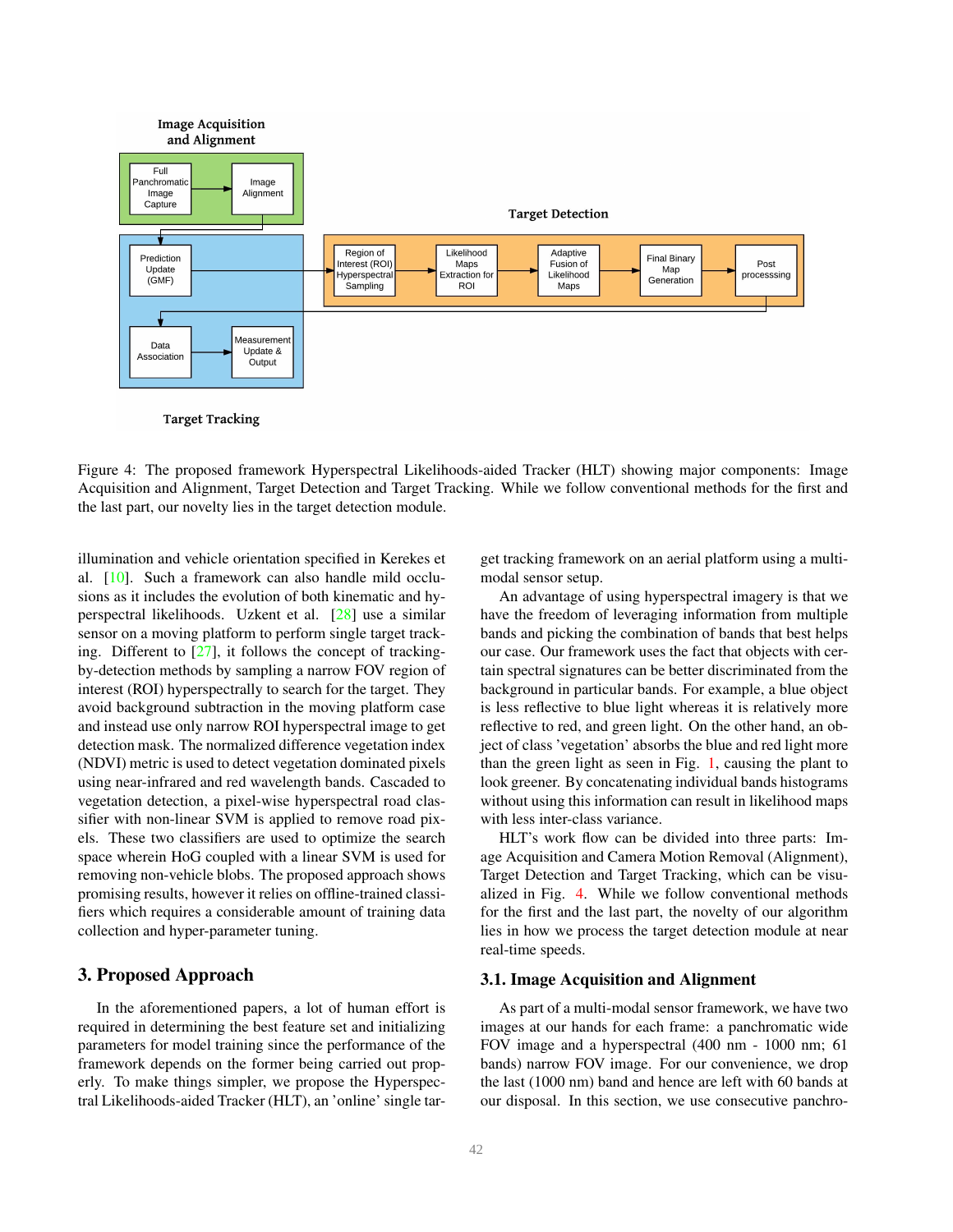Image Acquisition and Alignment

Full Panchromatic Image Capture → Image Alignment

Target Detection

Region of Interest (ROI) Hyperspectral Sampling → Likelihood Maps Extraction for ROI → Adaptive Fusion of Likelihood Maps → Final Binary Map Generation → Post processsing

Prediction Update (GMF)

Data Association → Measurement Update & Output

Target Tracking

Figure 4: The proposed framework Hyperspectral Likelihoods-aided Tracker (HLT) showing major components: Image Acquisition and Alignment, Target Detection and Target Tracking. While we follow conventional methods for the first and the last part, our novelty lies in the target detection module.

illumination and vehicle orientation specified in Kerekes et al. [10]. Such a framework can also handle mild occlusions as it includes the evolution of both kinematic and hyperspectral likelihoods. Uzkent et al. [28] use a similar sensor on a moving platform to perform single target tracking. Different to [27], it follows the concept of tracking-by-detection methods by sampling a narrow FOV region of interest (ROI) hyperspectrally to search for the target. They avoid background subtraction in the moving platform case and instead use only narrow ROI hyperspectral image to get detection mask. The normalized difference vegetation index (NDVI) metric is used to detect vegetation dominated pixels using near-infrared and red wavelength bands. Cascaded to vegetation detection, a pixel-wise hyperspectral road classifier with non-linear SVM is applied to remove road pixels. These two classifiers are used to optimize the search space wherein HoG coupled with a linear SVM is used for removing non-vehicle blobs. The proposed approach shows promising results, however it relies on offline-trained classifiers which requires a considerable amount of training data collection and hyper-parameter tuning.

## 3. Proposed Approach

In the aforementioned papers, a lot of human effort is required in determining the best feature set and initializing parameters for model training since the performance of the framework depends on the former being carried out properly. To make things simpler, we propose the Hyperspectral Likelihoods-aided Tracker (HLT), an 'online' single target tracking framework on an aerial platform using a multi-modal sensor setup.

An advantage of using hyperspectral imagery is that we have the freedom of leveraging information from multiple bands and picking the combination of bands that best helps our case. Our framework uses the fact that objects with certain spectral signatures can be better discriminated from the background in particular bands. For example, a blue object is less reflective to blue light whereas it is relatively more reflective to red, and green light. On the other hand, an object of class 'vegetation' absorbs the blue and red light more than the green light as seen in Fig. 1, causing the plant to look greener. By concatenating individual bands histograms without using this information can result in likelihood maps with less inter-class variance.

HLT's work flow can be divided into three parts: Image Acquisition and Camera Motion Removal (Alignment), Target Detection and Target Tracking, which can be visualized in Fig. 4. While we follow conventional methods for the first and the last part, the novelty of our algorithm lies in how we process the target detection module at near real-time speeds.

### 3.1. Image Acquisition and Alignment

As part of a multi-modal sensor framework, we have two images at our hands for each frame: a panchromatic wide FOV image and a hyperspectral (400 nm - 1000 nm; 61 bands) narrow FOV image. For our convenience, we drop the last (1000 nm) band and hence are left with 60 bands at our disposal. In this section, we use consecutive panchro-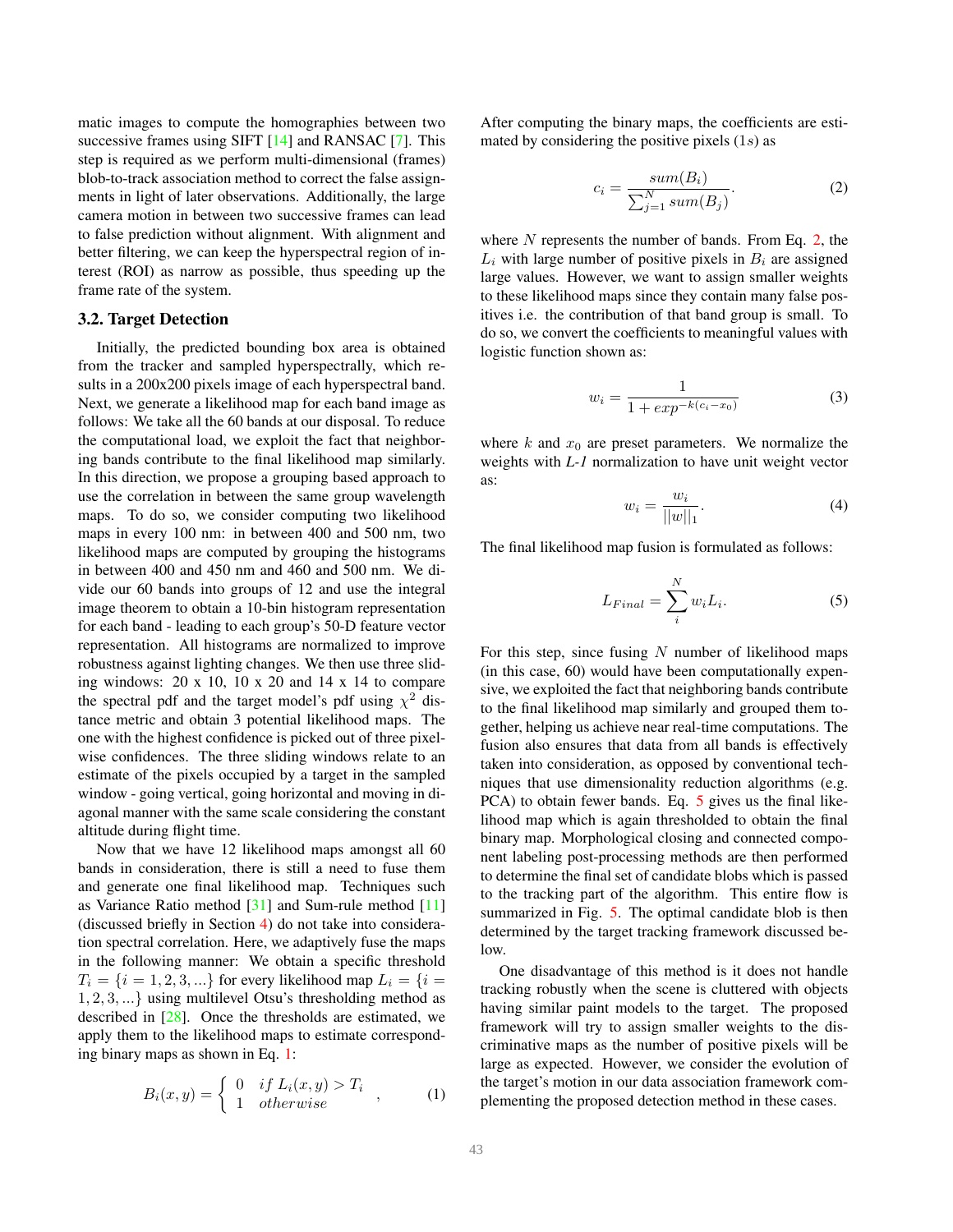matic images to compute the homographies between two successive frames using SIFT [14] and RANSAC [7]. This step is required as we perform multi-dimensional (frames) blob-to-track association method to correct the false assignments in light of later observations. Additionally, the large camera motion in between two successive frames can lead to false prediction without alignment. With alignment and better filtering, we can keep the hyperspectral region of interest (ROI) as narrow as possible, thus speeding up the frame rate of the system.

### 3.2. Target Detection

Initially, the predicted bounding box area is obtained from the tracker and sampled hyperspectrally, which results in a 200x200 pixels image of each hyperspectral band. Next, we generate a likelihood map for each band image as follows: We take all the 60 bands at our disposal. To reduce the computational load, we exploit the fact that neighboring bands contribute to the final likelihood map similarly. In this direction, we propose a grouping based approach to use the correlation in between the same group wavelength maps. To do so, we consider computing two likelihood maps in every 100 nm: in between 400 and 500 nm, two likelihood maps are computed by grouping the histograms in between 400 and 450 nm and 460 and 500 nm. We divide our 60 bands into groups of 12 and use the integral image theorem to obtain a 10-bin histogram representation for each band - leading to each group's 50-D feature vector representation. All histograms are normalized to improve robustness against lighting changes. We then use three sliding windows: 20 x 10, 10 x 20 and 14 x 14 to compare the spectral pdf and the target model's pdf using $\chi^2$ distance metric and obtain 3 potential likelihood maps. The one with the highest confidence is picked out of three pixel-wise confidences. The three sliding windows relate to an estimate of the pixels occupied by a target in the sampled window - going vertical, going horizontal and moving in diagonal manner with the same scale considering the constant altitude during flight time.

Now that we have 12 likelihood maps amongst all 60 bands in consideration, there is still a need to fuse them and generate one final likelihood map. Techniques such as Variance Ratio method [31] and Sum-rule method [11] (discussed briefly in Section 4) do not take into consideration spectral correlation. Here, we adaptively fuse the maps in the following manner: We obtain a specific threshold $T_i = \{i = 1, 2, 3, ...\}$ for every likelihood map $L_i = \{i = 1, 2, 3, ...\}$ using multilevel Otsu's thresholding method as described in [28]. Once the thresholds are estimated, we apply them to the likelihood maps to estimate corresponding binary maps as shown in Eq. 1:

$$B_i(x, y) = \begin{cases} 0 & if\ L_i(x, y) > T_i \\ 1 & otherwise \end{cases} , \tag{1}$$

After computing the binary maps, the coefficients are estimated by considering the positive pixels ($1s$) as

$$c_i = \frac{sum(B_i)}{\sum_{j=1}^{N} sum(B_j)}. \tag{2}$$

where $N$ represents the number of bands. From Eq. 2, the $L_i$ with large number of positive pixels in $B_i$ are assigned large values. However, we want to assign smaller weights to these likelihood maps since they contain many false positives i.e. the contribution of that band group is small. To do so, we convert the coefficients to meaningful values with logistic function shown as:

$$w_i = \frac{1}{1 + exp^{-k(c_i - x_0)}} \tag{3}$$

where $k$ and $x_0$ are preset parameters. We normalize the weights with *L-1* normalization to have unit weight vector as:

$$w_i = \frac{w_i}{||w||_1}. \tag{4}$$

The final likelihood map fusion is formulated as follows:

$$L_{Final} = \sum_{i}^{N} w_i L_i. \tag{5}$$

For this step, since fusing $N$ number of likelihood maps (in this case, 60) would have been computationally expensive, we exploited the fact that neighboring bands contribute to the final likelihood map similarly and grouped them together, helping us achieve near real-time computations. The fusion also ensures that data from all bands is effectively taken into consideration, as opposed by conventional techniques that use dimensionality reduction algorithms (e.g. PCA) to obtain fewer bands. Eq. 5 gives us the final likelihood map which is again thresholded to obtain the final binary map. Morphological closing and connected component labeling post-processing methods are then performed to determine the final set of candidate blobs which is passed to the tracking part of the algorithm. This entire flow is summarized in Fig. 5. The optimal candidate blob is then determined by the target tracking framework discussed below.

One disadvantage of this method is it does not handle tracking robustly when the scene is cluttered with objects having similar paint models to the target. The proposed framework will try to assign smaller weights to the discriminative maps as the number of positive pixels will be large as expected. However, we consider the evolution of the target's motion in our data association framework complementing the proposed detection method in these cases.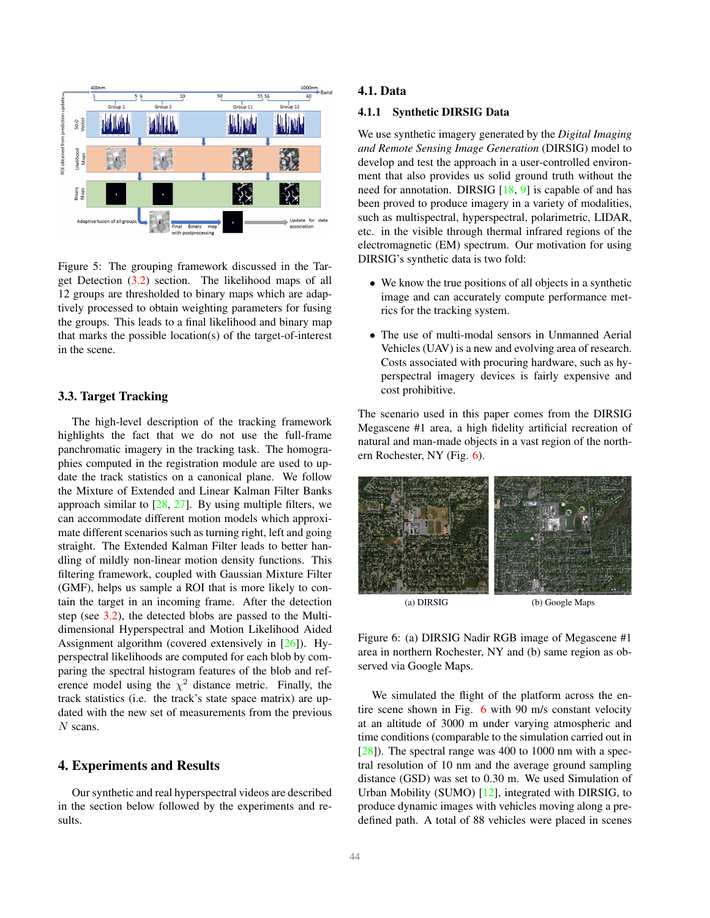Figure 5: The grouping framework discussed in the Target Detection (3.2) section. The likelihood maps of all 12 groups are thresholded to binary maps which are adaptively processed to obtain weighting parameters for fusing the groups. This leads to a final likelihood and binary map that marks the possible location(s) of the target-of-interest in the scene.

### 3.3. Target Tracking

The high-level description of the tracking framework highlights the fact that we do not use the full-frame panchromatic imagery in the tracking task. The homographies computed in the registration module are used to update the track statistics on a canonical plane. We follow the Mixture of Extended and Linear Kalman Filter Banks approach similar to [28, 27]. By using multiple filters, we can accommodate different motion models which approximate different scenarios such as turning right, left and going straight. The Extended Kalman Filter leads to better handling of mildly non-linear motion density functions. This filtering framework, coupled with Gaussian Mixture Filter (GMF), helps us sample a ROI that is more likely to contain the target in an incoming frame. After the detection step (see 3.2), the detected blobs are passed to the Multi-dimensional Hyperspectral and Motion Likelihood Aided Assignment algorithm (covered extensively in [26]). Hyperspectral likelihoods are computed for each blob by comparing the spectral histogram features of the blob and reference model using the $\chi^2$ distance metric. Finally, the track statistics (i.e. the track's state space matrix) are updated with the new set of measurements from the previous $N$ scans.

## 4. Experiments and Results

Our synthetic and real hyperspectral videos are described in the section below followed by the experiments and results.

### 4.1. Data

#### 4.1.1 Synthetic DIRSIG Data

We use synthetic imagery generated by the *Digital Imaging and Remote Sensing Image Generation* (DIRSIG) model to develop and test the approach in a user-controlled environment that also provides us solid ground truth without the need for annotation. DIRSIG [18, 9] is capable of and has been proved to produce imagery in a variety of modalities, such as multispectral, hyperspectral, polarimetric, LIDAR, etc. in the visible through thermal infrared regions of the electromagnetic (EM) spectrum. Our motivation for using DIRSIG's synthetic data is two fold:

- We know the true positions of all objects in a synthetic image and can accurately compute performance metrics for the tracking system.
- The use of multi-modal sensors in Unmanned Aerial Vehicles (UAV) is a new and evolving area of research. Costs associated with procuring hardware, such as hyperspectral imagery devices is fairly expensive and cost prohibitive.

The scenario used in this paper comes from the DIRSIG Megascene #1 area, a high fidelity artificial recreation of natural and man-made objects in a vast region of the northern Rochester, NY (Fig. 6).

(a) DIRSIG (b) Google Maps

Figure 6: (a) DIRSIG Nadir RGB image of Megascene #1 area in northern Rochester, NY and (b) same region as observed via Google Maps.

We simulated the flight of the platform across the entire scene shown in Fig. 6 with 90 m/s constant velocity at an altitude of 3000 m under varying atmospheric and time conditions (comparable to the simulation carried out in [28]). The spectral range was 400 to 1000 nm with a spectral resolution of 10 nm and the average ground sampling distance (GSD) was set to 0.30 m. We used Simulation of Urban Mobility (SUMO) [12], integrated with DIRSIG, to produce dynamic images with vehicles moving along a predefined path. A total of 88 vehicles were placed in scenes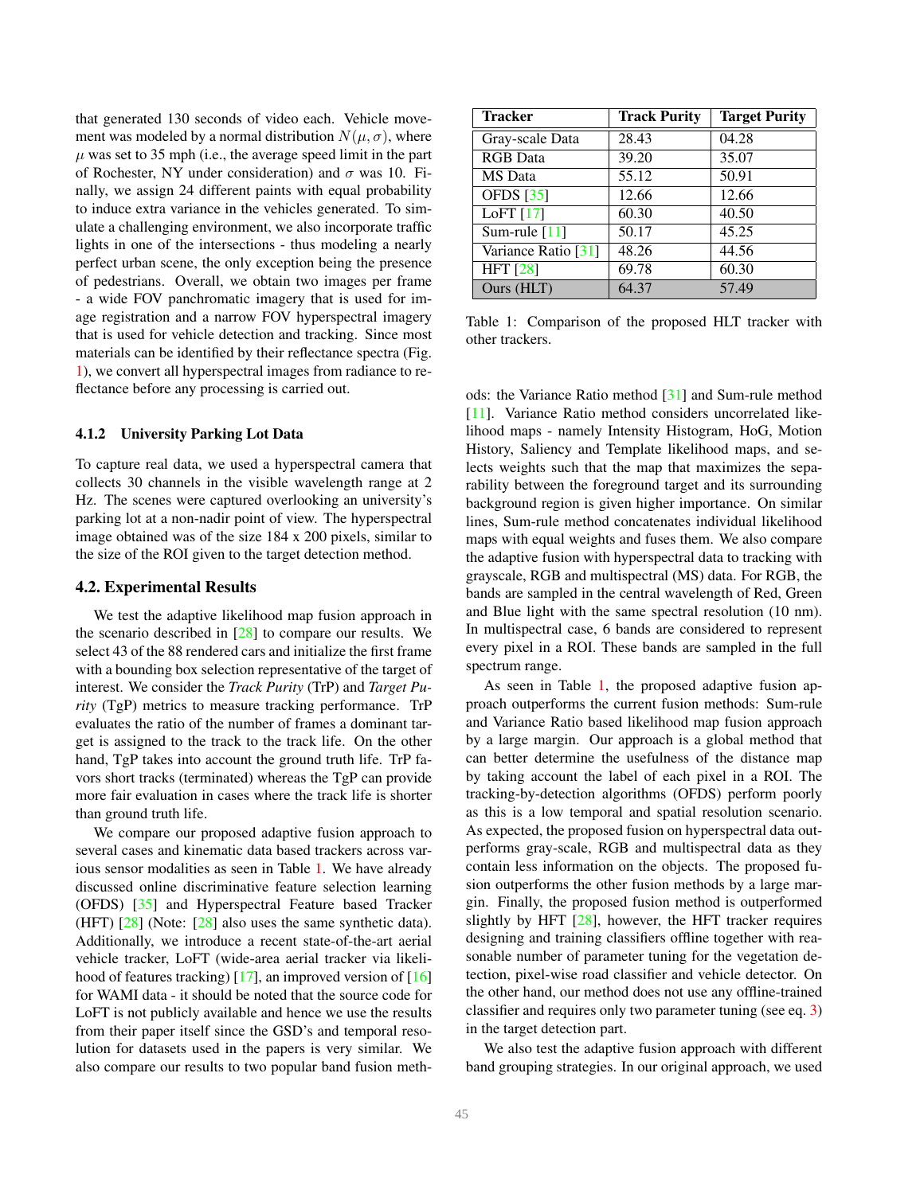that generated 130 seconds of video each. Vehicle movement was modeled by a normal distribution $N(\mu, \sigma)$, where $\mu$ was set to 35 mph (i.e., the average speed limit in the part of Rochester, NY under consideration) and $\sigma$ was 10. Finally, we assign 24 different paints with equal probability to induce extra variance in the vehicles generated. To simulate a challenging environment, we also incorporate traffic lights in one of the intersections - thus modeling a nearly perfect urban scene, the only exception being the presence of pedestrians. Overall, we obtain two images per frame - a wide FOV panchromatic imagery that is used for image registration and a narrow FOV hyperspectral imagery that is used for vehicle detection and tracking. Since most materials can be identified by their reflectance spectra (Fig. 1), we convert all hyperspectral images from radiance to reflectance before any processing is carried out.

#### 4.1.2 University Parking Lot Data

To capture real data, we used a hyperspectral camera that collects 30 channels in the visible wavelength range at 2 Hz. The scenes were captured overlooking an university's parking lot at a non-nadir point of view. The hyperspectral image obtained was of the size 184 x 200 pixels, similar to the size of the ROI given to the target detection method.

### 4.2. Experimental Results

We test the adaptive likelihood map fusion approach in the scenario described in [28] to compare our results. We select 43 of the 88 rendered cars and initialize the first frame with a bounding box selection representative of the target of interest. We consider the *Track Purity* (TrP) and *Target Purity* (TgP) metrics to measure tracking performance. TrP evaluates the ratio of the number of frames a dominant target is assigned to the track to the track life. On the other hand, TgP takes into account the ground truth life. TrP favors short tracks (terminated) whereas the TgP can provide more fair evaluation in cases where the track life is shorter than ground truth life.

We compare our proposed adaptive fusion approach to several cases and kinematic data based trackers across various sensor modalities as seen in Table 1. We have already discussed online discriminative feature selection learning (OFDS) [35] and Hyperspectral Feature based Tracker (HFT) [28] (Note: [28] also uses the same synthetic data). Additionally, we introduce a recent state-of-the-art aerial vehicle tracker, LoFT (wide-area aerial tracker via likelihood of features tracking) [17], an improved version of [16] for WAMI data - it should be noted that the source code for LoFT is not publicly available and hence we use the results from their paper itself since the GSD's and temporal resolution for datasets used in the papers is very similar. We also compare our results to two popular band fusion methods: the Variance Ratio method [31] and Sum-rule method [11]. Variance Ratio method considers uncorrelated likelihood maps - namely Intensity Histogram, HoG, Motion History, Saliency and Template likelihood maps, and selects weights such that the map that maximizes the separability between the foreground target and its surrounding background region is given higher importance. On similar lines, Sum-rule method concatenates individual likelihood maps with equal weights and fuses them. We also compare the adaptive fusion with hyperspectral data to tracking with grayscale, RGB and multispectral (MS) data. For RGB, the bands are sampled in the central wavelength of Red, Green and Blue light with the same spectral resolution (10 nm). In multispectral case, 6 bands are considered to represent every pixel in a ROI. These bands are sampled in the full spectrum range.

| Tracker | Track Purity | Target Purity |
|---|---|---|
| Gray-scale Data | 28.43 | 04.28 |
| RGB Data | 39.20 | 35.07 |
| MS Data | 55.12 | 50.91 |
| OFDS [35] | 12.66 | 12.66 |
| LoFT [17] | 60.30 | 40.50 |
| Sum-rule [11] | 50.17 | 45.25 |
| Variance Ratio [31] | 48.26 | 44.56 |
| HFT [28] | 69.78 | 60.30 |
| Ours (HLT) | 64.37 | 57.49 |

Table 1: Comparison of the proposed HLT tracker with other trackers.

As seen in Table 1, the proposed adaptive fusion approach outperforms the current fusion methods: Sum-rule and Variance Ratio based likelihood map fusion approach by a large margin. Our approach is a global method that can better determine the usefulness of the distance map by taking account the label of each pixel in a ROI. The tracking-by-detection algorithms (OFDS) perform poorly as this is a low temporal and spatial resolution scenario. As expected, the proposed fusion on hyperspectral data outperforms gray-scale, RGB and multispectral data as they contain less information on the objects. The proposed fusion outperforms the other fusion methods by a large margin. Finally, the proposed fusion method is outperformed slightly by HFT [28], however, the HFT tracker requires designing and training classifiers offline together with reasonable number of parameter tuning for the vegetation detection, pixel-wise road classifier and vehicle detector. On the other hand, our method does not use any offline-trained classifier and requires only two parameter tuning (see eq. 3) in the target detection part.

We also test the adaptive fusion approach with different band grouping strategies. In our original approach, we used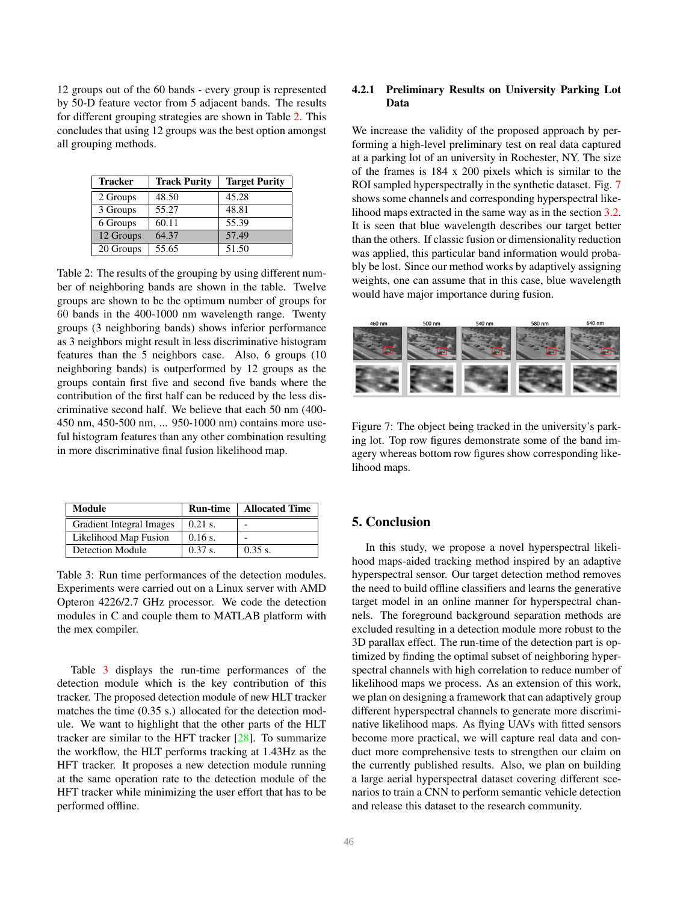12 groups out of the 60 bands - every group is represented by 50-D feature vector from 5 adjacent bands. The results for different grouping strategies are shown in Table 2. This concludes that using 12 groups was the best option amongst all grouping methods.

| Tracker | Track Purity | Target Purity |
|---|---|---|
| 2 Groups | 48.50 | 45.28 |
| 3 Groups | 55.27 | 48.81 |
| 6 Groups | 60.11 | 55.39 |
| 12 Groups | 64.37 | 57.49 |
| 20 Groups | 55.65 | 51.50 |

Table 2: The results of the grouping by using different number of neighboring bands are shown in the table. Twelve groups are shown to be the optimum number of groups for 60 bands in the 400-1000 nm wavelength range. Twenty groups (3 neighboring bands) shows inferior performance as 3 neighbors might result in less discriminative histogram features than the 5 neighbors case. Also, 6 groups (10 neighboring bands) is outperformed by 12 groups as the groups contain first five and second five bands where the contribution of the first half can be reduced by the less discriminative second half. We believe that each 50 nm (400-450 nm, 450-500 nm, ... 950-1000 nm) contains more useful histogram features than any other combination resulting in more discriminative final fusion likelihood map.

| Module | Run-time | Allocated Time |
|---|---|---|
| Gradient Integral Images | 0.21 s. | - |
| Likelihood Map Fusion | 0.16 s. | - |
| Detection Module | 0.37 s. | 0.35 s. |

Table 3: Run time performances of the detection modules. Experiments were carried out on a Linux server with AMD Opteron 4226/2.7 GHz processor. We code the detection modules in C and couple them to MATLAB platform with the mex compiler.

Table 3 displays the run-time performances of the detection module which is the key contribution of this tracker. The proposed detection module of new HLT tracker matches the time (0.35 s.) allocated for the detection module. We want to highlight that the other parts of the HLT tracker are similar to the HFT tracker [28]. To summarize the workflow, the HLT performs tracking at 1.43Hz as the HFT tracker. It proposes a new detection module running at the same operation rate to the detection module of the HFT tracker while minimizing the user effort that has to be performed offline.

#### 4.2.1 Preliminary Results on University Parking Lot Data

We increase the validity of the proposed approach by performing a high-level preliminary test on real data captured at a parking lot of an university in Rochester, NY. The size of the frames is 184 x 200 pixels which is similar to the ROI sampled hyperspectrally in the synthetic dataset. Fig. 7 shows some channels and corresponding hyperspectral likelihood maps extracted in the same way as in the section 3.2. It is seen that blue wavelength describes our target better than the others. If classic fusion or dimensionality reduction was applied, this particular band information would probably be lost. Since our method works by adaptively assigning weights, one can assume that in this case, blue wavelength would have major importance during fusion.

Figure 7: The object being tracked in the university's parking lot. Top row figures demonstrate some of the band imagery whereas bottom row figures show corresponding likelihood maps.

## 5. Conclusion

In this study, we propose a novel hyperspectral likelihood maps-aided tracking method inspired by an adaptive hyperspectral sensor. Our target detection method removes the need to build offline classifiers and learns the generative target model in an online manner for hyperspectral channels. The foreground background separation methods are excluded resulting in a detection module more robust to the 3D parallax effect. The run-time of the detection part is optimized by finding the optimal subset of neighboring hyperspectral channels with high correlation to reduce number of likelihood maps we process. As an extension of this work, we plan on designing a framework that can adaptively group different hyperspectral channels to generate more discriminative likelihood maps. As flying UAVs with fitted sensors become more practical, we will capture real data and conduct more comprehensive tests to strengthen our claim on the currently published results. Also, we plan on building a large aerial hyperspectral dataset covering different scenarios to train a CNN to perform semantic vehicle detection and release this dataset to the research community.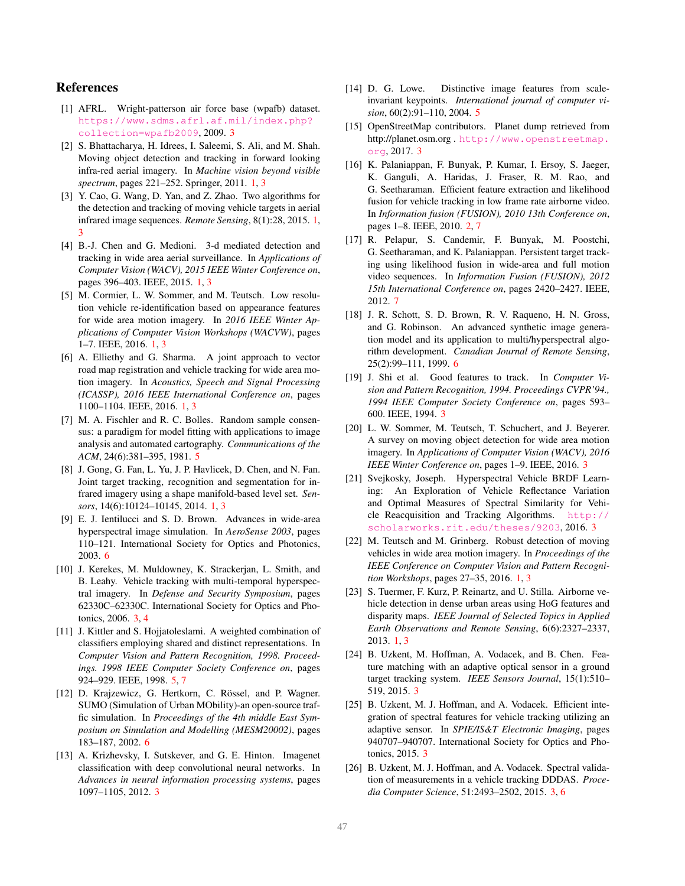## References

[1] AFRL. Wright-patterson air force base (wpafb) dataset. https://www.sdms.afrl.af.mil/index.php?collection=wpafb2009, 2009. 3

[2] S. Bhattacharya, H. Idrees, I. Saleemi, S. Ali, and M. Shah. Moving object detection and tracking in forward looking infra-red aerial imagery. In *Machine vision beyond visible spectrum*, pages 221–252. Springer, 2011. 1, 3

[3] Y. Cao, G. Wang, D. Yan, and Z. Zhao. Two algorithms for the detection and tracking of moving vehicle targets in aerial infrared image sequences. *Remote Sensing*, 8(1):28, 2015. 1, 3

[4] B.-J. Chen and G. Medioni. 3-d mediated detection and tracking in wide area aerial surveillance. In *Applications of Computer Vision (WACV), 2015 IEEE Winter Conference on*, pages 396–403. IEEE, 2015. 1, 3

[5] M. Cormier, L. W. Sommer, and M. Teutsch. Low resolution vehicle re-identification based on appearance features for wide area motion imagery. In *2016 IEEE Winter Applications of Computer Vision Workshops (WACVW)*, pages 1–7. IEEE, 2016. 1, 3

[6] A. Elliethy and G. Sharma. A joint approach to vector road map registration and vehicle tracking for wide area motion imagery. In *Acoustics, Speech and Signal Processing (ICASSP), 2016 IEEE International Conference on*, pages 1100–1104. IEEE, 2016. 1, 3

[7] M. A. Fischler and R. C. Bolles. Random sample consensus: a paradigm for model fitting with applications to image analysis and automated cartography. *Communications of the ACM*, 24(6):381–395, 1981. 5

[8] J. Gong, G. Fan, L. Yu, J. P. Havlicek, D. Chen, and N. Fan. Joint target tracking, recognition and segmentation for infrared imagery using a shape manifold-based level set. *Sensors*, 14(6):10124–10145, 2014. 1, 3

[9] E. J. Ientilucci and S. D. Brown. Advances in wide-area hyperspectral image simulation. In *AeroSense 2003*, pages 110–121. International Society for Optics and Photonics, 2003. 6

[10] J. Kerekes, M. Muldowney, K. Strackerjan, L. Smith, and B. Leahy. Vehicle tracking with multi-temporal hyperspectral imagery. In *Defense and Security Symposium*, pages 62330C–62330C. International Society for Optics and Photonics, 2006. 3, 4

[11] J. Kittler and S. Hojjatoleslami. A weighted combination of classifiers employing shared and distinct representations. In *Computer Vision and Pattern Recognition, 1998. Proceedings. 1998 IEEE Computer Society Conference on*, pages 924–929. IEEE, 1998. 5, 7

[12] D. Krajzewicz, G. Hertkorn, C. Rössel, and P. Wagner. SUMO (Simulation of Urban MObility)-an open-source traffic simulation. In *Proceedings of the 4th middle East Symposium on Simulation and Modelling (MESM20002)*, pages 183–187, 2002. 6

[13] A. Krizhevsky, I. Sutskever, and G. E. Hinton. Imagenet classification with deep convolutional neural networks. In *Advances in neural information processing systems*, pages 1097–1105, 2012. 3

[14] D. G. Lowe. Distinctive image features from scale-invariant keypoints. *International journal of computer vision*, 60(2):91–110, 2004. 5

[15] OpenStreetMap contributors. Planet dump retrieved from http://planet.osm.org . http://www.openstreetmap.org, 2017. 3

[16] K. Palaniappan, F. Bunyak, P. Kumar, I. Ersoy, S. Jaeger, K. Ganguli, A. Haridas, J. Fraser, R. M. Rao, and G. Seetharaman. Efficient feature extraction and likelihood fusion for vehicle tracking in low frame rate airborne video. In *Information fusion (FUSION), 2010 13th Conference on*, pages 1–8. IEEE, 2010. 2, 7

[17] R. Pelapur, S. Candemir, F. Bunyak, M. Poostchi, G. Seetharaman, and K. Palaniappan. Persistent target tracking using likelihood fusion in wide-area and full motion video sequences. In *Information Fusion (FUSION), 2012 15th International Conference on*, pages 2420–2427. IEEE, 2012. 7

[18] J. R. Schott, S. D. Brown, R. V. Raqueno, H. N. Gross, and G. Robinson. An advanced synthetic image generation model and its application to multi/hyperspectral algorithm development. *Canadian Journal of Remote Sensing*, 25(2):99–111, 1999. 6

[19] J. Shi et al. Good features to track. In *Computer Vision and Pattern Recognition, 1994. Proceedings CVPR'94., 1994 IEEE Computer Society Conference on*, pages 593–600. IEEE, 1994. 3

[20] L. W. Sommer, M. Teutsch, T. Schuchert, and J. Beyerer. A survey on moving object detection for wide area motion imagery. In *Applications of Computer Vision (WACV), 2016 IEEE Winter Conference on*, pages 1–9. IEEE, 2016. 3

[21] Svejkosky, Joseph. Hyperspectral Vehicle BRDF Learning: An Exploration of Vehicle Reflectance Variation and Optimal Measures of Spectral Similarity for Vehicle Reacquisition and Tracking Algorithms. http://scholarworks.rit.edu/theses/9203, 2016. 3

[22] M. Teutsch and M. Grinberg. Robust detection of moving vehicles in wide area motion imagery. In *Proceedings of the IEEE Conference on Computer Vision and Pattern Recognition Workshops*, pages 27–35, 2016. 1, 3

[23] S. Tuermer, F. Kurz, P. Reinartz, and U. Stilla. Airborne vehicle detection in dense urban areas using HoG features and disparity maps. *IEEE Journal of Selected Topics in Applied Earth Observations and Remote Sensing*, 6(6):2327–2337, 2013. 1, 3

[24] B. Uzkent, M. Hoffman, A. Vodacek, and B. Chen. Feature matching with an adaptive optical sensor in a ground target tracking system. *IEEE Sensors Journal*, 15(1):510–519, 2015. 3

[25] B. Uzkent, M. J. Hoffman, and A. Vodacek. Efficient integration of spectral features for vehicle tracking utilizing an adaptive sensor. In *SPIE/IS&T Electronic Imaging*, pages 940707–940707. International Society for Optics and Photonics, 2015. 3

[26] B. Uzkent, M. J. Hoffman, and A. Vodacek. Spectral validation of measurements in a vehicle tracking DDDAS. *Procedia Computer Science*, 51:2493–2502, 2015. 3, 6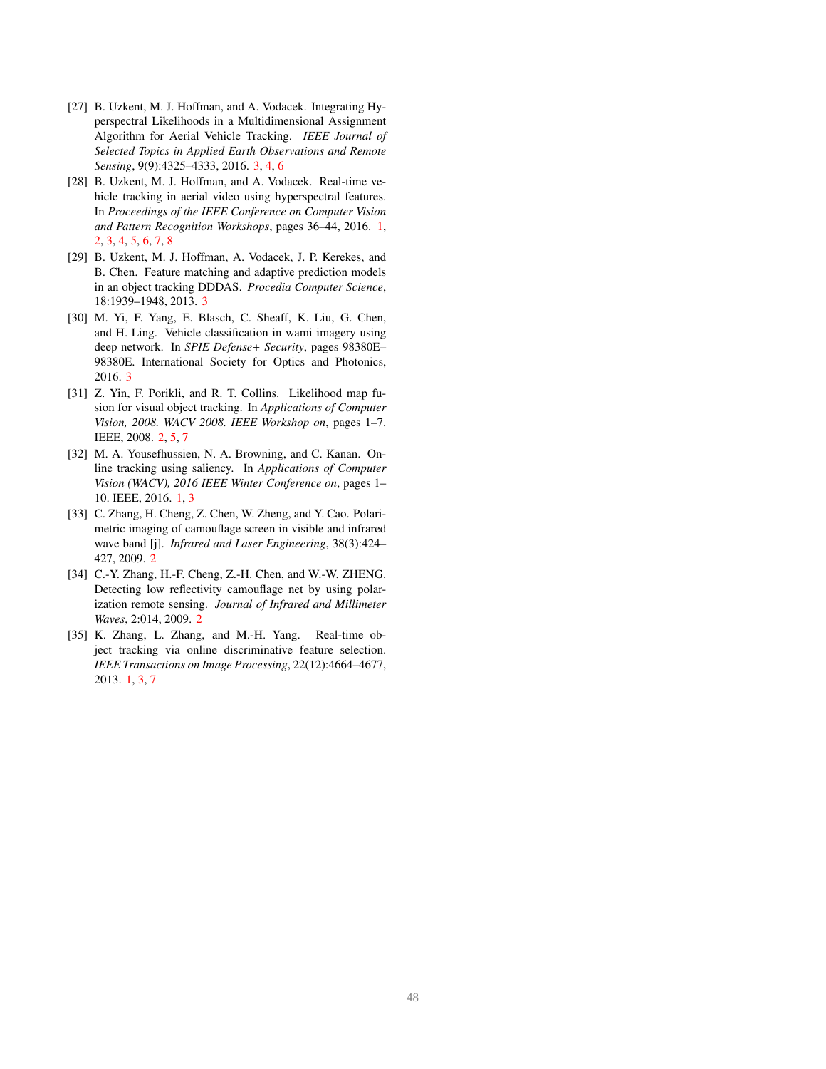[27] B. Uzkent, M. J. Hoffman, and A. Vodacek. Integrating Hyperspectral Likelihoods in a Multidimensional Assignment Algorithm for Aerial Vehicle Tracking. *IEEE Journal of Selected Topics in Applied Earth Observations and Remote Sensing*, 9(9):4325–4333, 2016. 3, 4, 6

[28] B. Uzkent, M. J. Hoffman, and A. Vodacek. Real-time vehicle tracking in aerial video using hyperspectral features. In *Proceedings of the IEEE Conference on Computer Vision and Pattern Recognition Workshops*, pages 36–44, 2016. 1, 2, 3, 4, 5, 6, 7, 8

[29] B. Uzkent, M. J. Hoffman, A. Vodacek, J. P. Kerekes, and B. Chen. Feature matching and adaptive prediction models in an object tracking DDDAS. *Procedia Computer Science*, 18:1939–1948, 2013. 3

[30] M. Yi, F. Yang, E. Blasch, C. Sheaff, K. Liu, G. Chen, and H. Ling. Vehicle classification in wami imagery using deep network. In *SPIE Defense+ Security*, pages 98380E–98380E. International Society for Optics and Photonics, 2016. 3

[31] Z. Yin, F. Porikli, and R. T. Collins. Likelihood map fusion for visual object tracking. In *Applications of Computer Vision, 2008. WACV 2008. IEEE Workshop on*, pages 1–7. IEEE, 2008. 2, 5, 7

[32] M. A. Yousefhussien, N. A. Browning, and C. Kanan. Online tracking using saliency. In *Applications of Computer Vision (WACV), 2016 IEEE Winter Conference on*, pages 1–10. IEEE, 2016. 1, 3

[33] C. Zhang, H. Cheng, Z. Chen, W. Zheng, and Y. Cao. Polarimetric imaging of camouflage screen in visible and infrared wave band [j]. *Infrared and Laser Engineering*, 38(3):424–427, 2009. 2

[34] C.-Y. Zhang, H.-F. Cheng, Z.-H. Chen, and W.-W. ZHENG. Detecting low reflectivity camouflage net by using polarization remote sensing. *Journal of Infrared and Millimeter Waves*, 2:014, 2009. 2

[35] K. Zhang, L. Zhang, and M.-H. Yang. Real-time object tracking via online discriminative feature selection. *IEEE Transactions on Image Processing*, 22(12):4664–4677, 2013. 1, 3, 7